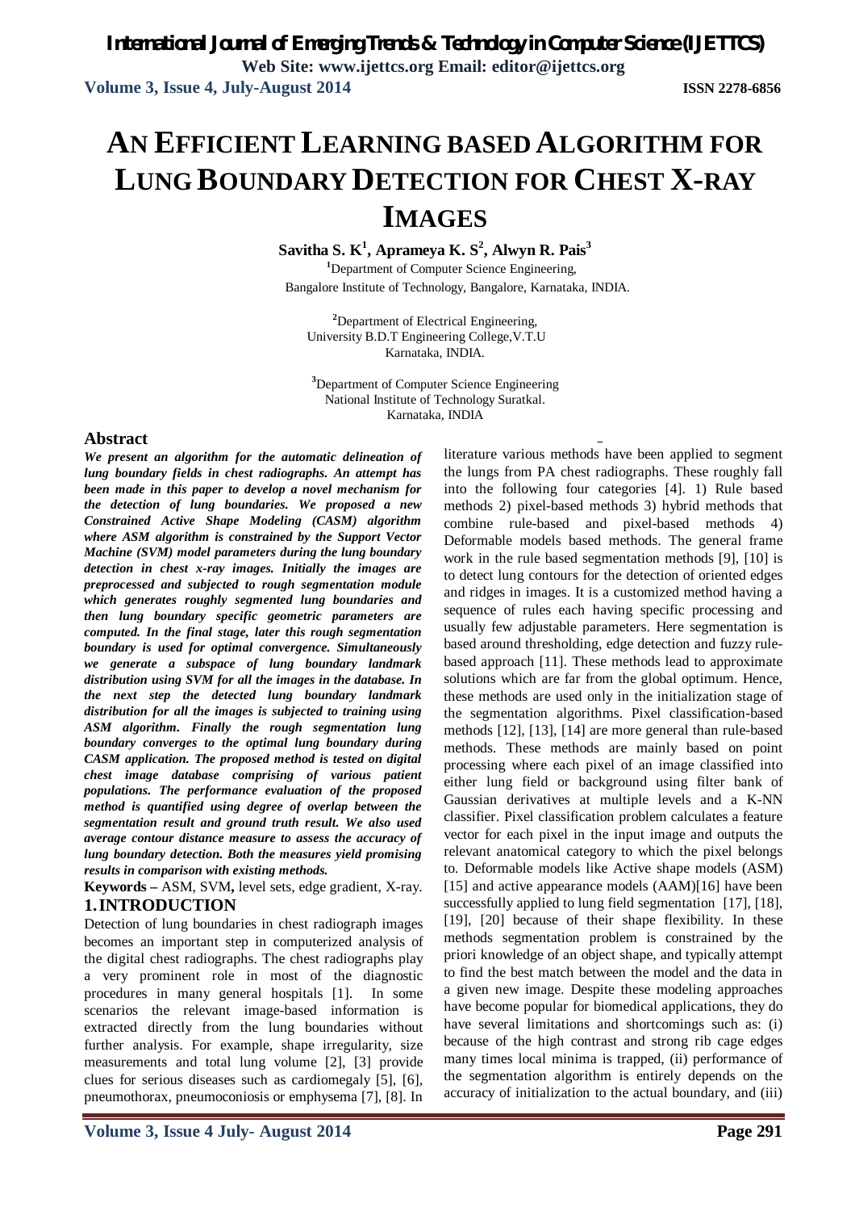# AN EFFICIENT LEARNING BASED ALGORITHM FOR LUNG BOUNDARY DETECTION FOR CHEST X-RAY IMAGES

**Savitha S. K[1], Aprameya K. S[2], Alwyn R. Pais[3]**

[1]Department of Computer Science Engineering, Bangalore Institute of Technology, Bangalore, Karnataka, INDIA.

[2]Department of Electrical Engineering, University B.D.T Engineering College,V.T.U Karnataka, INDIA.

[3]Department of Computer Science Engineering National Institute of Technology Suratkal. Karnataka, INDIA

## Abstract

***We present an algorithm for the automatic delineation of lung boundary fields in chest radiographs. An attempt has been made in this paper to develop a novel mechanism for the detection of lung boundaries. We proposed a new Constrained Active Shape Modeling (CASM) algorithm where ASM algorithm is constrained by the Support Vector Machine (SVM) model parameters during the lung boundary detection in chest x-ray images. Initially the images are preprocessed and subjected to rough segmentation module which generates roughly segmented lung boundaries and then lung boundary specific geometric parameters are computed. In the final stage, later this rough segmentation boundary is used for optimal convergence. Simultaneously we generate a subspace of lung boundary landmark distribution using SVM for all the images in the database. In the next step the detected lung boundary landmark distribution for all the images is subjected to training using ASM algorithm. Finally the rough segmentation lung boundary converges to the optimal lung boundary during CASM application. The proposed method is tested on digital chest image database comprising of various patient populations. The performance evaluation of the proposed method is quantified using degree of overlap between the segmentation result and ground truth result. We also used average contour distance measure to assess the accuracy of lung boundary detection. Both the measures yield promising results in comparison with existing methods.***

**Keywords –** ASM, SVM**,** level sets, edge gradient, X-ray.

## 1. INTRODUCTION

Detection of lung boundaries in chest radiograph images becomes an important step in computerized analysis of the digital chest radiographs. The chest radiographs play a very prominent role in most of the diagnostic procedures in many general hospitals [1]. In some scenarios the relevant image-based information is extracted directly from the lung boundaries without further analysis. For example, shape irregularity, size measurements and total lung volume [2], [3] provide clues for serious diseases such as cardiomegaly [5], [6], pneumothorax, pneumoconiosis or emphysema [7], [8]. In literature various methods have been applied to segment the lungs from PA chest radiographs. These roughly fall into the following four categories [4]. 1) Rule based methods 2) pixel-based methods 3) hybrid methods that combine rule-based and pixel-based methods 4) Deformable models based methods. The general frame work in the rule based segmentation methods [9], [10] is to detect lung contours for the detection of oriented edges and ridges in images. It is a customized method having a sequence of rules each having specific processing and usually few adjustable parameters. Here segmentation is based around thresholding, edge detection and fuzzy rule-based approach [11]. These methods lead to approximate solutions which are far from the global optimum. Hence, these methods are used only in the initialization stage of the segmentation algorithms. Pixel classification-based methods [12], [13], [14] are more general than rule-based methods. These methods are mainly based on point processing where each pixel of an image classified into either lung field or background using filter bank of Gaussian derivatives at multiple levels and a K-NN classifier. Pixel classification problem calculates a feature vector for each pixel in the input image and outputs the relevant anatomical category to which the pixel belongs to. Deformable models like Active shape models (ASM) [15] and active appearance models (AAM)[16] have been successfully applied to lung field segmentation [17], [18], [19], [20] because of their shape flexibility. In these methods segmentation problem is constrained by the priori knowledge of an object shape, and typically attempt to find the best match between the model and the data in a given new image. Despite these modeling approaches have become popular for biomedical applications, they do have several limitations and shortcomings such as: (i) because of the high contrast and strong rib cage edges many times local minima is trapped, (ii) performance of the segmentation algorithm is entirely depends on the accuracy of initialization to the actual boundary, and (iii)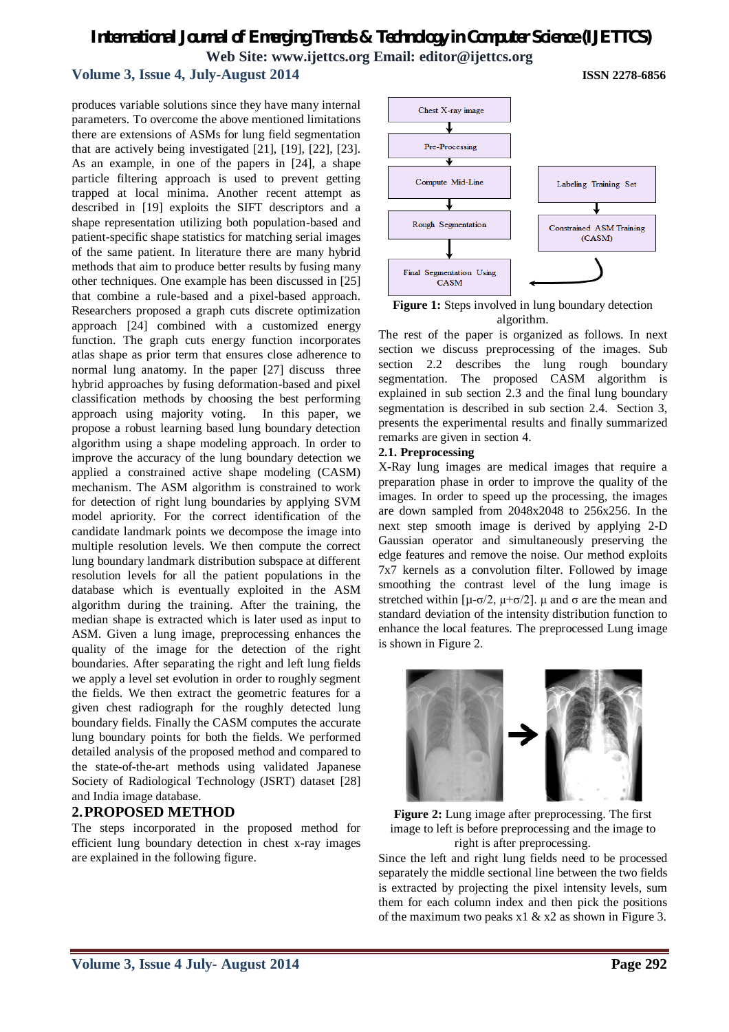produces variable solutions since they have many internal parameters. To overcome the above mentioned limitations there are extensions of ASMs for lung field segmentation that are actively being investigated [21], [19], [22], [23]. As an example, in one of the papers in [24], a shape particle filtering approach is used to prevent getting trapped at local minima. Another recent attempt as described in [19] exploits the SIFT descriptors and a shape representation utilizing both population-based and patient-specific shape statistics for matching serial images of the same patient. In literature there are many hybrid methods that aim to produce better results by fusing many other techniques. One example has been discussed in [25] that combine a rule-based and a pixel-based approach. Researchers proposed a graph cuts discrete optimization approach [24] combined with a customized energy function. The graph cuts energy function incorporates atlas shape as prior term that ensures close adherence to normal lung anatomy. In the paper [27] discuss three hybrid approaches by fusing deformation-based and pixel classification methods by choosing the best performing approach using majority voting. In this paper, we propose a robust learning based lung boundary detection algorithm using a shape modeling approach. In order to improve the accuracy of the lung boundary detection we applied a constrained active shape modeling (CASM) mechanism. The ASM algorithm is constrained to work for detection of right lung boundaries by applying SVM model apriority. For the correct identification of the candidate landmark points we decompose the image into multiple resolution levels. We then compute the correct lung boundary landmark distribution subspace at different resolution levels for all the patient populations in the database which is eventually exploited in the ASM algorithm during the training. After the training, the median shape is extracted which is later used as input to ASM. Given a lung image, preprocessing enhances the quality of the image for the detection of the right boundaries. After separating the right and left lung fields we apply a level set evolution in order to roughly segment the fields. We then extract the geometric features for a given chest radiograph for the roughly detected lung boundary fields. Finally the CASM computes the accurate lung boundary points for both the fields. We performed detailed analysis of the proposed method and compared to the state-of-the-art methods using validated Japanese Society of Radiological Technology (JSRT) dataset [28] and India image database.

## 2. PROPOSED METHOD

The steps incorporated in the proposed method for efficient lung boundary detection in chest x-ray images are explained in the following figure.

Chest X-ray image → Pre-Processing → Compute Mid-Line → Rough Segmentation → Final Segmentation Using CASM

Labeling Training Set → Constrained ASM Training (CASM) → Final Segmentation Using CASM

**Figure 1:** Steps involved in lung boundary detection algorithm.

The rest of the paper is organized as follows. In next section we discuss preprocessing of the images. Sub section 2.2 describes the lung rough boundary segmentation. The proposed CASM algorithm is explained in sub section 2.3 and the final lung boundary segmentation is described in sub section 2.4. Section 3, presents the experimental results and finally summarized remarks are given in section 4.

### 2.1. Preprocessing

X-Ray lung images are medical images that require a preparation phase in order to improve the quality of the images. In order to speed up the processing, the images are down sampled from 2048x2048 to 256x256. In the next step smooth image is derived by applying 2-D Gaussian operator and simultaneously preserving the edge features and remove the noise. Our method exploits 7x7 kernels as a convolution filter. Followed by image smoothing the contrast level of the lung image is stretched within $[\mu-\sigma/2, \mu+\sigma/2]$. $\mu$ and $\sigma$ are the mean and standard deviation of the intensity distribution function to enhance the local features. The preprocessed Lung image is shown in Figure 2.

**Figure 2:** Lung image after preprocessing. The first image to left is before preprocessing and the image to right is after preprocessing.

Since the left and right lung fields need to be processed separately the middle sectional line between the two fields is extracted by projecting the pixel intensity levels, sum them for each column index and then pick the positions of the maximum two peaks x1 & x2 as shown in Figure 3.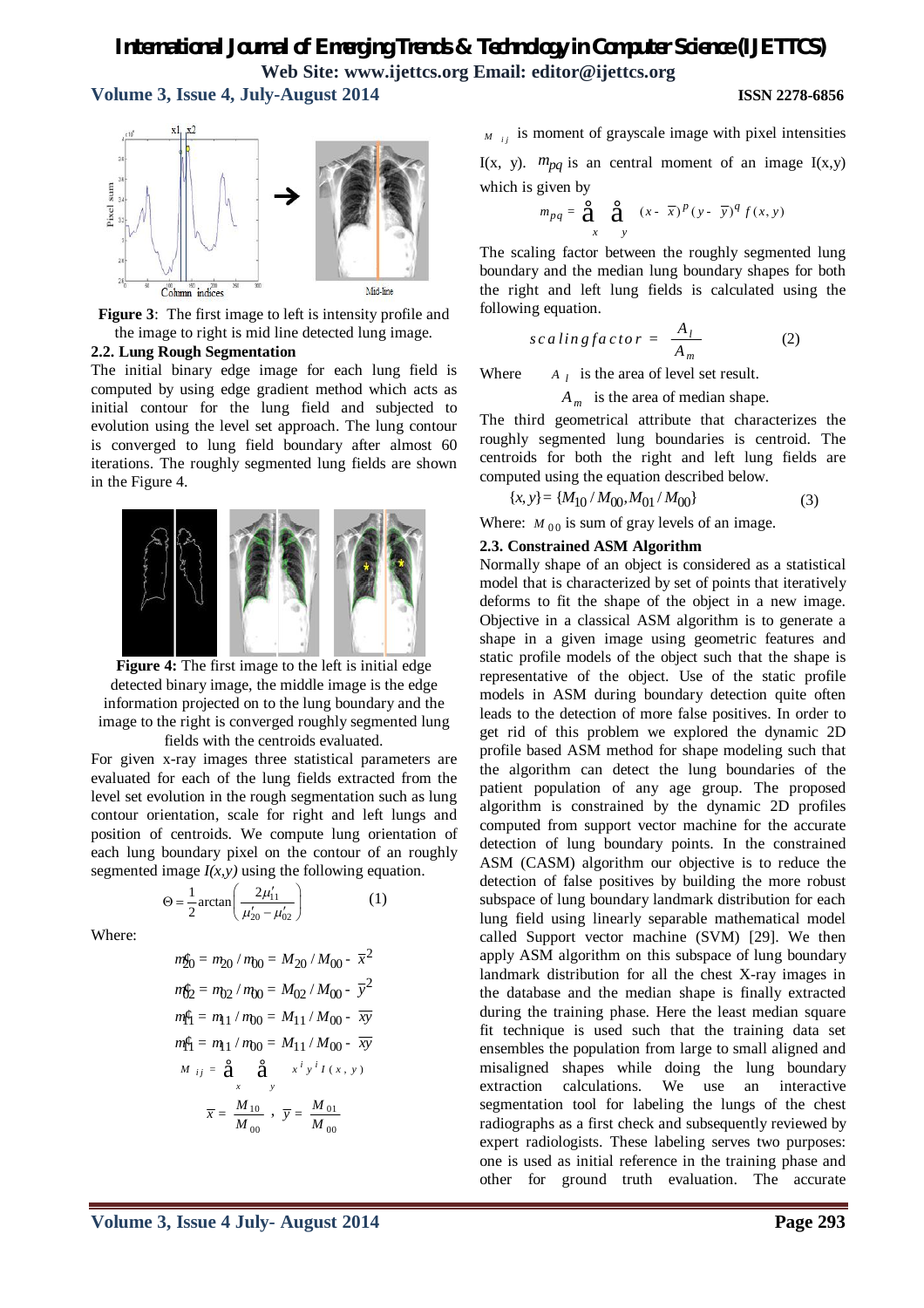**Figure 3**: The first image to left is intensity profile and the image to right is mid line detected lung image.

### 2.2. Lung Rough Segmentation

The initial binary edge image for each lung field is computed by using edge gradient method which acts as initial contour for the lung field and subjected to evolution using the level set approach. The lung contour is converged to lung field boundary after almost 60 iterations. The roughly segmented lung fields are shown in the Figure 4.

**Figure 4:** The first image to the left is initial edge detected binary image, the middle image is the edge information projected on to the lung boundary and the image to the right is converged roughly segmented lung fields with the centroids evaluated.

For given x-ray images three statistical parameters are evaluated for each of the lung fields extracted from the level set evolution in the rough segmentation such as lung contour orientation, scale for right and left lungs and position of centroids. We compute lung orientation of each lung boundary pixel on the contour of an roughly segmented image *I(x,y)* using the following equation.

$$\Theta = \frac{1}{2}\arctan\left(\frac{2\mu'_{11}}{\mu'_{20} - \mu'_{02}}\right) \qquad (1)$$

Where:

$$\mu'_{20} = m_{20} / m_{00} = M_{20} / M_{00} - \bar{x}^2$$

$$\mu'_{02} = m_{02} / m_{00} = M_{02} / M_{00} - \bar{y}^2$$

$$\mu'_{11} = m_{11} / m_{00} = M_{11} / M_{00} - \overline{xy}$$

$$\mu'_{11} = m_{11} / m_{00} = M_{11} / M_{00} - \overline{xy}$$

$$M_{ij} = \sum_x \sum_y x^i y^i I(x,y)$$

$$\bar{x} = \frac{M_{10}}{M_{00}}, \ \bar{y} = \frac{M_{01}}{M_{00}}$$

$M_{ij}$ is moment of grayscale image with pixel intensities I(x, y). $m_{pq}$ is an central moment of an image I(x,y) which is given by

$$m_{pq} = \sum_x \sum_y (x - \bar{x})^p (y - \bar{y})^q f(x,y)$$

The scaling factor between the roughly segmented lung boundary and the median lung boundary shapes for both the right and left lung fields is calculated using the following equation.

$$scaling factor = \frac{A_l}{A_m} \qquad (2)$$

Where $A_l$ is the area of level set result.

$A_m$ is the area of median shape.

The third geometrical attribute that characterizes the roughly segmented lung boundaries is centroid. The centroids for both the right and left lung fields are computed using the equation described below.

$$\{x, y\} = \{M_{10} / M_{00}, M_{01} / M_{00}\} \qquad (3)$$

Where: $M_{00}$ is sum of gray levels of an image.

### 2.3. Constrained ASM Algorithm

Normally shape of an object is considered as a statistical model that is characterized by set of points that iteratively deforms to fit the shape of the object in a new image. Objective in a classical ASM algorithm is to generate a shape in a given image using geometric features and static profile models of the object such that the shape is representative of the object. Use of the static profile models in ASM during boundary detection quite often leads to the detection of more false positives. In order to get rid of this problem we explored the dynamic 2D profile based ASM method for shape modeling such that the algorithm can detect the lung boundaries of the patient population of any age group. The proposed algorithm is constrained by the dynamic 2D profiles computed from support vector machine for the accurate detection of lung boundary points. In the constrained ASM (CASM) algorithm our objective is to reduce the detection of false positives by building the more robust subspace of lung boundary landmark distribution for each lung field using linearly separable mathematical model called Support vector machine (SVM) [29]. We then apply ASM algorithm on this subspace of lung boundary landmark distribution for all the chest X-ray images in the database and the median shape is finally extracted during the training phase. Here the least median square fit technique is used such that the training data set ensembles the population from large to small aligned and misaligned shapes while doing the lung boundary extraction calculations. We use an interactive segmentation tool for labeling the lungs of the chest radiographs as a first check and subsequently reviewed by expert radiologists. These labeling serves two purposes: one is used as initial reference in the training phase and other for ground truth evaluation. The accurate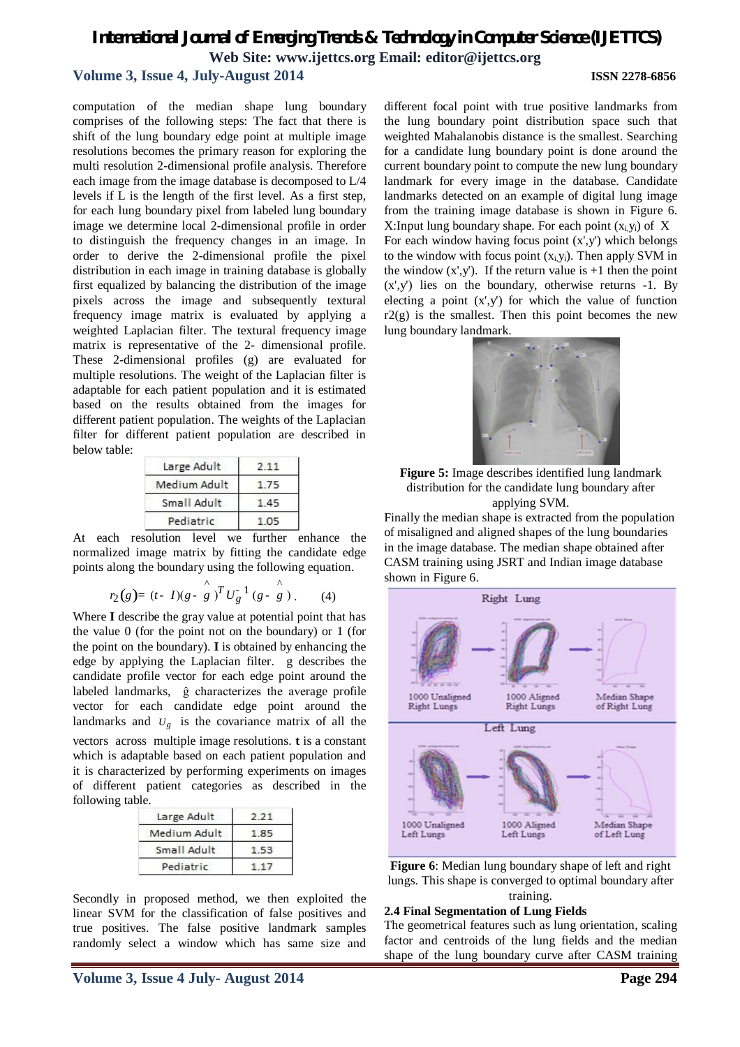computation of the median shape lung boundary comprises of the following steps: The fact that there is shift of the lung boundary edge point at multiple image resolutions becomes the primary reason for exploring the multi resolution 2-dimensional profile analysis. Therefore each image from the image database is decomposed to L/4 levels if L is the length of the first level. As a first step, for each lung boundary pixel from labeled lung boundary image we determine local 2-dimensional profile in order to distinguish the frequency changes in an image. In order to derive the 2-dimensional profile the pixel distribution in each image in training database is globally first equalized by balancing the distribution of the image pixels across the image and subsequently textural frequency image matrix is evaluated by applying a weighted Laplacian filter. The textural frequency image matrix is representative of the 2- dimensional profile. These 2-dimensional profiles (g) are evaluated for multiple resolutions. The weight of the Laplacian filter is adaptable for each patient population and it is estimated based on the results obtained from the images for different patient population. The weights of the Laplacian filter for different patient population are described in below table:

| | |
|---|---|
| Large Adult | 2.11 |
| Medium Adult | 1.75 |
| Small Adult | 1.45 |
| Pediatric | 1.05 |

At each resolution level we further enhance the normalized image matrix by fitting the candidate edge points along the boundary using the following equation.

$$r_2(g) = (t - I)(g - \hat{g})^T U_g^{-1} (g - \hat{g}). \qquad (4)$$

Where **I** describe the gray value at potential point that has the value 0 (for the point not on the boundary) or 1 (for the point on the boundary). **I** is obtained by enhancing the edge by applying the Laplacian filter. g describes the candidate profile vector for each edge point around the labeled landmarks, $\hat{g}$ characterizes the average profile vector for each candidate edge point around the landmarks and $U_g$ is the covariance matrix of all the vectors across multiple image resolutions. **t** is a constant which is adaptable based on each patient population and it is characterized by performing experiments on images of different patient categories as described in the following table.

| | |
|---|---|
| Large Adult | 2.21 |
| Medium Adult | 1.85 |
| Small Adult | 1.53 |
| Pediatric | 1.17 |

Secondly in proposed method, we then exploited the linear SVM for the classification of false positives and true positives. The false positive landmark samples randomly select a window which has same size and different focal point with true positive landmarks from the lung boundary point distribution space such that weighted Mahalanobis distance is the smallest. Searching for a candidate lung boundary point is done around the current boundary point to compute the new lung boundary landmark for every image in the database. Candidate landmarks detected on an example of digital lung image from the training image database is shown in Figure 6. X:Input lung boundary shape. For each point $(x_i,y_i)$ of X For each window having focus point (x',y') which belongs to the window with focus point $(x_i,y_i)$. Then apply SVM in the window (x',y'). If the return value is +1 then the point (x',y') lies on the boundary, otherwise returns -1. By electing a point (x',y') for which the value of function r2(g) is the smallest. Then this point becomes the new lung boundary landmark.

**Figure 5:** Image describes identified lung landmark distribution for the candidate lung boundary after applying SVM.

Finally the median shape is extracted from the population of misaligned and aligned shapes of the lung boundaries in the image database. The median shape obtained after CASM training using JSRT and Indian image database shown in Figure 6.

**Figure 6**: Median lung boundary shape of left and right lungs. This shape is converged to optimal boundary after training.

### 2.4 Final Segmentation of Lung Fields

The geometrical features such as lung orientation, scaling factor and centroids of the lung fields and the median shape of the lung boundary curve after CASM training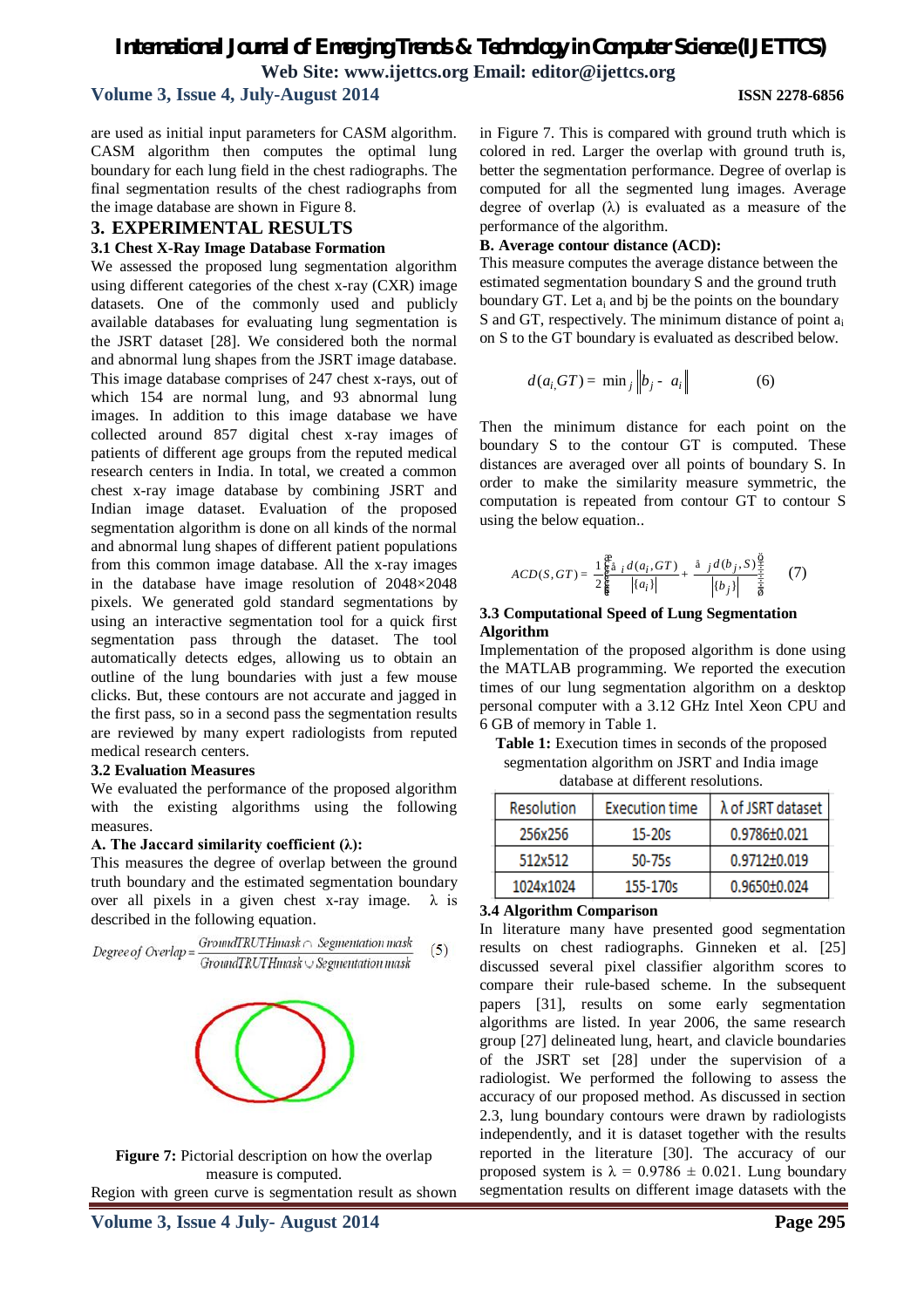are used as initial input parameters for CASM algorithm. CASM algorithm then computes the optimal lung boundary for each lung field in the chest radiographs. The final segmentation results of the chest radiographs from the image database are shown in Figure 8.

## 3. EXPERIMENTAL RESULTS

### 3.1 Chest X-Ray Image Database Formation

We assessed the proposed lung segmentation algorithm using different categories of the chest x-ray (CXR) image datasets. One of the commonly used and publicly available databases for evaluating lung segmentation is the JSRT dataset [28]. We considered both the normal and abnormal lung shapes from the JSRT image database. This image database comprises of 247 chest x-rays, out of which 154 are normal lung, and 93 abnormal lung images. In addition to this image database we have collected around 857 digital chest x-ray images of patients of different age groups from the reputed medical research centers in India. In total, we created a common chest x-ray image database by combining JSRT and Indian image dataset. Evaluation of the proposed segmentation algorithm is done on all kinds of the normal and abnormal lung shapes of different patient populations from this common image database. All the x-ray images in the database have image resolution of 2048×2048 pixels. We generated gold standard segmentations by using an interactive segmentation tool for a quick first segmentation pass through the dataset. The tool automatically detects edges, allowing us to obtain an outline of the lung boundaries with just a few mouse clicks. But, these contours are not accurate and jagged in the first pass, so in a second pass the segmentation results are reviewed by many expert radiologists from reputed medical research centers.

### 3.2 Evaluation Measures

We evaluated the performance of the proposed algorithm with the existing algorithms using the following measures.

**A. The Jaccard similarity coefficient (λ):**

This measures the degree of overlap between the ground truth boundary and the estimated segmentation boundary over all pixels in a given chest x-ray image. λ is described in the following equation.

$$Degree\ of\ Overlap = \frac{GroundTRUTHmask \cap Segmentation\ mask}{GroundTRUTHmask \cup Segmentation\ mask} \quad (5)$$

**Figure 7:** Pictorial description on how the overlap measure is computed.

Region with green curve is segmentation result as shown in Figure 7. This is compared with ground truth which is colored in red. Larger the overlap with ground truth is, better the segmentation performance. Degree of overlap is computed for all the segmented lung images. Average degree of overlap (λ) is evaluated as a measure of the performance of the algorithm.

**B. Average contour distance (ACD):**

This measure computes the average distance between the estimated segmentation boundary S and the ground truth boundary GT. Let $a_i$ and bj be the points on the boundary S and GT, respectively. The minimum distance of point $a_i$ on S to the GT boundary is evaluated as described below.

$$d(a_i, GT) = \min_j \left\| b_j - a_i \right\| \quad (6)$$

Then the minimum distance for each point on the boundary S to the contour GT is computed. These distances are averaged over all points of boundary S. In order to make the similarity measure symmetric, the computation is repeated from contour GT to contour S using the below equation..

$$ACD(S, GT) = \frac{1}{2}\left( \frac{\sum_i d(a_i, GT)}{|\{a_i\}|} + \frac{\sum_j d(b_j, S)}{|\{b_j\}|} \right) \quad (7)$$

### 3.3 Computational Speed of Lung Segmentation Algorithm

Implementation of the proposed algorithm is done using the MATLAB programming. We reported the execution times of our lung segmentation algorithm on a desktop personal computer with a 3.12 GHz Intel Xeon CPU and 6 GB of memory in Table 1.

**Table 1:** Execution times in seconds of the proposed segmentation algorithm on JSRT and India image database at different resolutions.

| Resolution | Execution time | λ of JSRT dataset |
|---|---|---|
| 256x256 | 15-20s | 0.9786±0.021 |
| 512x512 | 50-75s | 0.9712±0.019 |
| 1024x1024 | 155-170s | 0.9650±0.024 |

### 3.4 Algorithm Comparison

In literature many have presented good segmentation results on chest radiographs. Ginneken et al. [25] discussed several pixel classifier algorithm scores to compare their rule-based scheme. In the subsequent papers [31], results on some early segmentation algorithms are listed. In year 2006, the same research group [27] delineated lung, heart, and clavicle boundaries of the JSRT set [28] under the supervision of a radiologist. We performed the following to assess the accuracy of our proposed method. As discussed in section 2.3, lung boundary contours were drawn by radiologists independently, and it is dataset together with the results reported in the literature [30]. The accuracy of our proposed system is λ = 0.9786 ± 0.021. Lung boundary segmentation results on different image datasets with the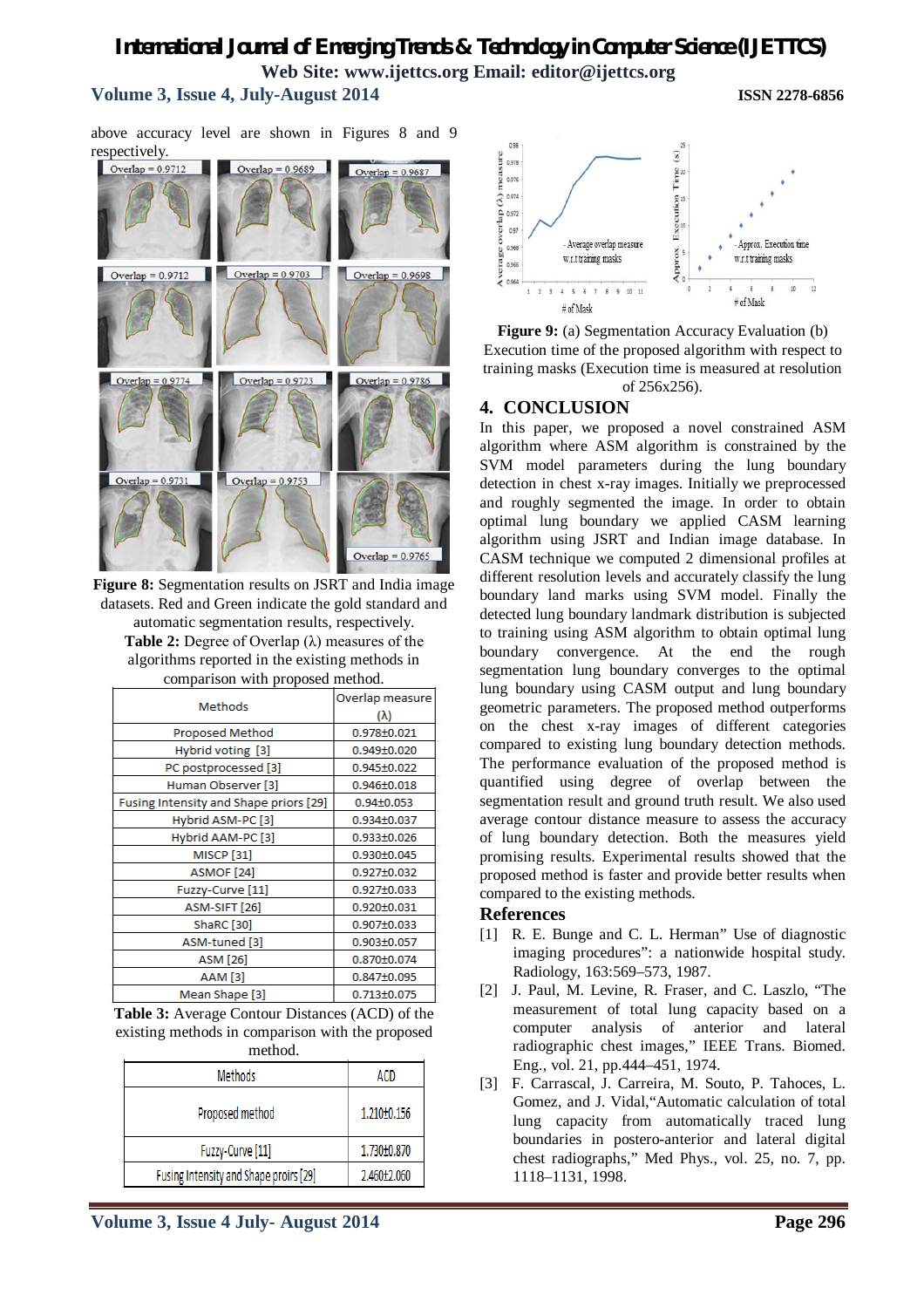above accuracy level are shown in Figures 8 and 9 respectively.

**Figure 8:** Segmentation results on JSRT and India image datasets. Red and Green indicate the gold standard and automatic segmentation results, respectively.

**Table 2:** Degree of Overlap (λ) measures of the algorithms reported in the existing methods in comparison with proposed method.

| Methods | Overlap measure (λ) |
|---|---|
| Proposed Method | 0.978±0.021 |
| Hybrid voting [3] | 0.949±0.020 |
| PC postprocessed [3] | 0.945±0.022 |
| Human Observer [3] | 0.946±0.018 |
| Fusing Intensity and Shape priors [29] | 0.94±0.053 |
| Hybrid ASM-PC [3] | 0.934±0.037 |
| Hybrid AAM-PC [3] | 0.933±0.026 |
| MISCP [31] | 0.930±0.045 |
| ASMOF [24] | 0.927±0.032 |
| Fuzzy-Curve [11] | 0.927±0.033 |
| ASM-SIFT [26] | 0.920±0.031 |
| ShaRC [30] | 0.907±0.033 |
| ASM-tuned [3] | 0.903±0.057 |
| ASM [26] | 0.870±0.074 |
| AAM [3] | 0.847±0.095 |
| Mean Shape [3] | 0.713±0.075 |

**Table 3:** Average Contour Distances (ACD) of the existing methods in comparison with the proposed method.

| Methods | ACD |
|---|---|
| Proposed method | 1.210±0.156 |
| Fuzzy-Curve [11] | 1.730±0.870 |
| Fusing Intensity and Shape proirs [29] | 2.460±2.060 |

**Figure 9:** (a) Segmentation Accuracy Evaluation (b) Execution time of the proposed algorithm with respect to training masks (Execution time is measured at resolution of 256x256).

## 4. CONCLUSION

In this paper, we proposed a novel constrained ASM algorithm where ASM algorithm is constrained by the SVM model parameters during the lung boundary detection in chest x-ray images. Initially we preprocessed and roughly segmented the image. In order to obtain optimal lung boundary we applied CASM learning algorithm using JSRT and Indian image database. In CASM technique we computed 2 dimensional profiles at different resolution levels and accurately classify the lung boundary land marks using SVM model. Finally the detected lung boundary landmark distribution is subjected to training using ASM algorithm to obtain optimal lung boundary convergence. At the end the rough segmentation lung boundary converges to the optimal lung boundary using CASM output and lung boundary geometric parameters. The proposed method outperforms on the chest x-ray images of different categories compared to existing lung boundary detection methods. The performance evaluation of the proposed method is quantified using degree of overlap between the segmentation result and ground truth result. We also used average contour distance measure to assess the accuracy of lung boundary detection. Both the measures yield promising results. Experimental results showed that the proposed method is faster and provide better results when compared to the existing methods.

## References

[1] R. E. Bunge and C. L. Herman" Use of diagnostic imaging procedures": a nationwide hospital study. Radiology, 163:569–573, 1987.

[2] J. Paul, M. Levine, R. Fraser, and C. Laszlo, "The measurement of total lung capacity based on a computer analysis of anterior and lateral radiographic chest images," IEEE Trans. Biomed. Eng., vol. 21, pp.444–451, 1974.

[3] F. Carrascal, J. Carreira, M. Souto, P. Tahoces, L. Gomez, and J. Vidal,"Automatic calculation of total lung capacity from automatically traced lung boundaries in postero-anterior and lateral digital chest radiographs," Med Phys., vol. 25, no. 7, pp. 1118–1131, 1998.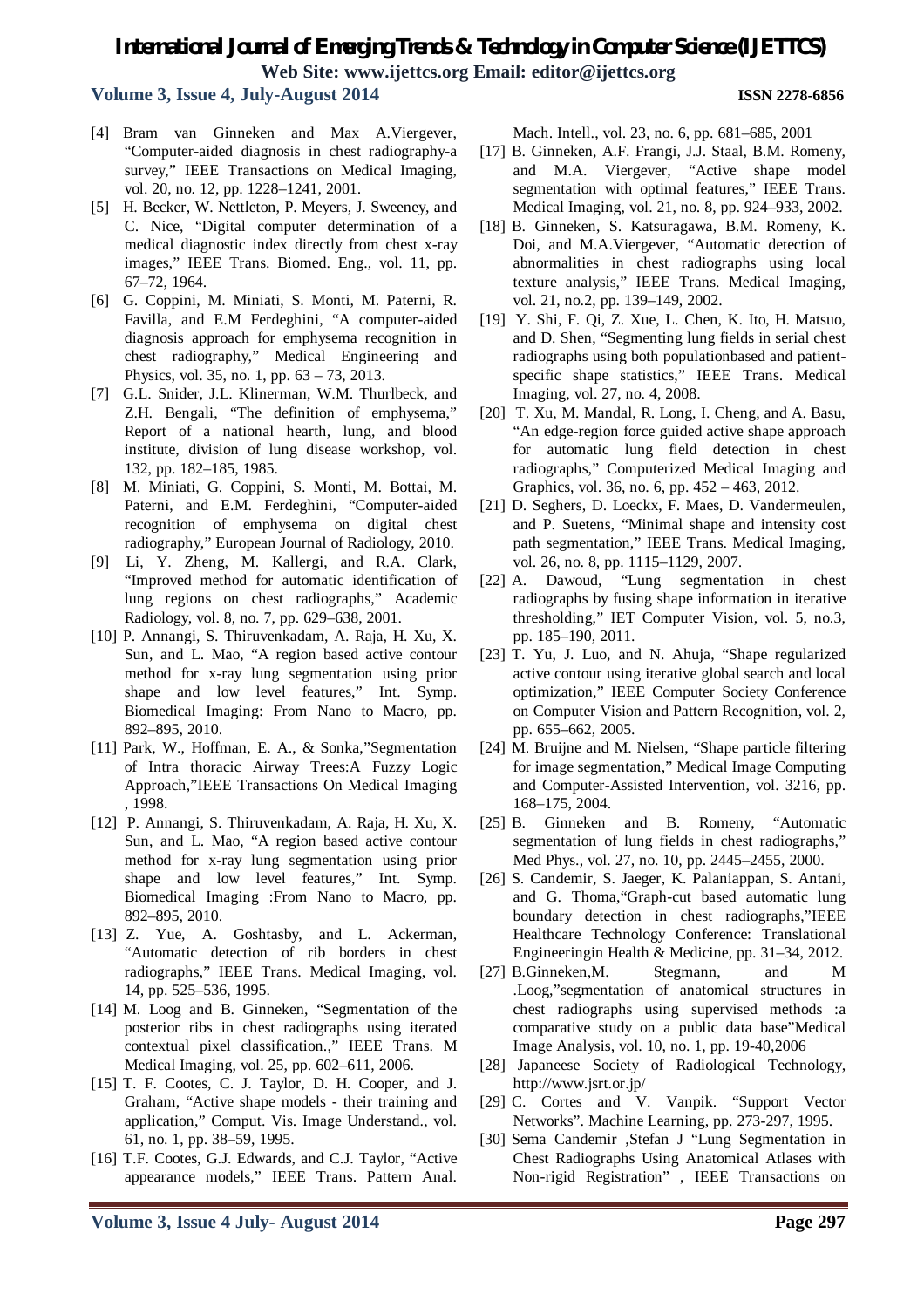[4] Bram van Ginneken and Max A.Viergever, "Computer-aided diagnosis in chest radiography-a survey," IEEE Transactions on Medical Imaging, vol. 20, no. 12, pp. 1228–1241, 2001.

[5] H. Becker, W. Nettleton, P. Meyers, J. Sweeney, and C. Nice, "Digital computer determination of a medical diagnostic index directly from chest x-ray images," IEEE Trans. Biomed. Eng., vol. 11, pp. 67–72, 1964.

[6] G. Coppini, M. Miniati, S. Monti, M. Paterni, R. Favilla, and E.M Ferdeghini, "A computer-aided diagnosis approach for emphysema recognition in chest radiography," Medical Engineering and Physics, vol. 35, no. 1, pp. 63 – 73, 2013.

[7] G.L. Snider, J.L. Klinerman, W.M. Thurlbeck, and Z.H. Bengali, "The definition of emphysema," Report of a national hearth, lung, and blood institute, division of lung disease workshop, vol. 132, pp. 182–185, 1985.

[8] M. Miniati, G. Coppini, S. Monti, M. Bottai, M. Paterni, and E.M. Ferdeghini, "Computer-aided recognition of emphysema on digital chest radiography," European Journal of Radiology, 2010.

[9] Li, Y. Zheng, M. Kallergi, and R.A. Clark, "Improved method for automatic identification of lung regions on chest radiographs," Academic Radiology, vol. 8, no. 7, pp. 629–638, 2001.

[10] P. Annangi, S. Thiruvenkadam, A. Raja, H. Xu, X. Sun, and L. Mao, "A region based active contour method for x-ray lung segmentation using prior shape and low level features," Int. Symp. Biomedical Imaging: From Nano to Macro, pp. 892–895, 2010.

[11] Park, W., Hoffman, E. A., & Sonka,"Segmentation of Intra thoracic Airway Trees:A Fuzzy Logic Approach,"IEEE Transactions On Medical Imaging , 1998.

[12] P. Annangi, S. Thiruvenkadam, A. Raja, H. Xu, X. Sun, and L. Mao, "A region based active contour method for x-ray lung segmentation using prior shape and low level features," Int. Symp. Biomedical Imaging :From Nano to Macro, pp. 892–895, 2010.

[13] Z. Yue, A. Goshtasby, and L. Ackerman, "Automatic detection of rib borders in chest radiographs," IEEE Trans. Medical Imaging, vol. 14, pp. 525–536, 1995.

[14] M. Loog and B. Ginneken, "Segmentation of the posterior ribs in chest radiographs using iterated contextual pixel classification.," IEEE Trans. M Medical Imaging, vol. 25, pp. 602–611, 2006.

[15] T. F. Cootes, C. J. Taylor, D. H. Cooper, and J. Graham, "Active shape models - their training and application," Comput. Vis. Image Understand., vol. 61, no. 1, pp. 38–59, 1995.

[16] T.F. Cootes, G.J. Edwards, and C.J. Taylor, "Active appearance models," IEEE Trans. Pattern Anal. Mach. Intell., vol. 23, no. 6, pp. 681–685, 2001

[17] B. Ginneken, A.F. Frangi, J.J. Staal, B.M. Romeny, and M.A. Viergever, "Active shape model segmentation with optimal features," IEEE Trans. Medical Imaging, vol. 21, no. 8, pp. 924–933, 2002.

[18] B. Ginneken, S. Katsuragawa, B.M. Romeny, K. Doi, and M.A.Viergever, "Automatic detection of abnormalities in chest radiographs using local texture analysis," IEEE Trans. Medical Imaging, vol. 21, no.2, pp. 139–149, 2002.

[19] Y. Shi, F. Qi, Z. Xue, L. Chen, K. Ito, H. Matsuo, and D. Shen, "Segmenting lung fields in serial chest radiographs using both populationbased and patient-specific shape statistics," IEEE Trans. Medical Imaging, vol. 27, no. 4, 2008.

[20] T. Xu, M. Mandal, R. Long, I. Cheng, and A. Basu, "An edge-region force guided active shape approach for automatic lung field detection in chest radiographs," Computerized Medical Imaging and Graphics, vol. 36, no. 6, pp. 452 – 463, 2012.

[21] D. Seghers, D. Loeckx, F. Maes, D. Vandermeulen, and P. Suetens, "Minimal shape and intensity cost path segmentation," IEEE Trans. Medical Imaging, vol. 26, no. 8, pp. 1115–1129, 2007.

[22] A. Dawoud, "Lung segmentation in chest radiographs by fusing shape information in iterative thresholding," IET Computer Vision, vol. 5, no.3, pp. 185–190, 2011.

[23] T. Yu, J. Luo, and N. Ahuja, "Shape regularized active contour using iterative global search and local optimization," IEEE Computer Society Conference on Computer Vision and Pattern Recognition, vol. 2, pp. 655–662, 2005.

[24] M. Bruijne and M. Nielsen, "Shape particle filtering for image segmentation," Medical Image Computing and Computer-Assisted Intervention, vol. 3216, pp. 168–175, 2004.

[25] B. Ginneken and B. Romeny, "Automatic segmentation of lung fields in chest radiographs," Med Phys., vol. 27, no. 10, pp. 2445–2455, 2000.

[26] S. Candemir, S. Jaeger, K. Palaniappan, S. Antani, and G. Thoma,"Graph-cut based automatic lung boundary detection in chest radiographs,"IEEE Healthcare Technology Conference: Translational Engineeringin Health & Medicine, pp. 31–34, 2012.

[27] B.Ginneken,M. Stegmann, and M .Loog,"segmentation of anatomical structures in chest radiographs using supervised methods :a comparative study on a public data base"Medical Image Analysis, vol. 10, no. 1, pp. 19-40,2006

[28] Japaneese Society of Radiological Technology, http://www.jsrt.or.jp/

[29] C. Cortes and V. Vanpik. "Support Vector Networks". Machine Learning, pp. 273-297, 1995.

[30] Sema Candemir ,Stefan J "Lung Segmentation in Chest Radiographs Using Anatomical Atlases with Non-rigid Registration" , IEEE Transactions on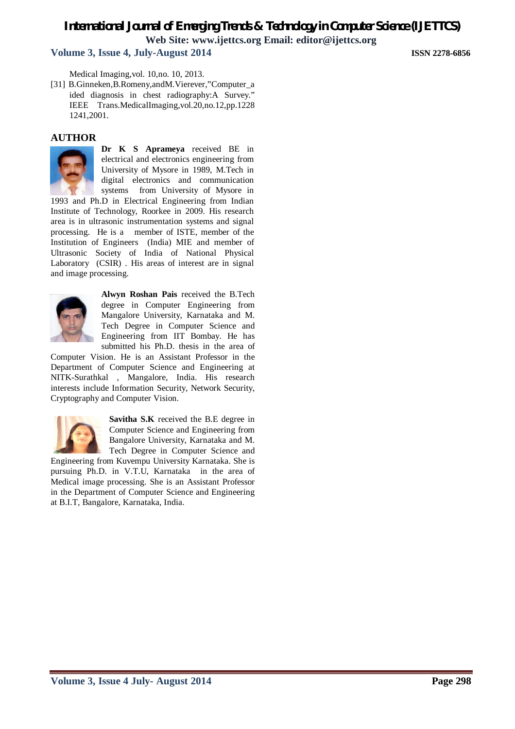Medical Imaging,vol. 10,no. 10, 2013.

[31] B.Ginneken,B.Romeny,andM.Vierever,"Computer_aided diagnosis in chest radiography:A Survey." IEEE Trans.MedicalImaging,vol.20,no.12,pp.1228 1241,2001.

## AUTHOR

**Dr K S Aprameya** received BE in electrical and electronics engineering from University of Mysore in 1989, M.Tech in digital electronics and communication systems from University of Mysore in 1993 and Ph.D in Electrical Engineering from Indian Institute of Technology, Roorkee in 2009. His research area is in ultrasonic instrumentation systems and signal processing. He is a member of ISTE, member of the Institution of Engineers (India) MIE and member of Ultrasonic Society of India of National Physical Laboratory (CSIR) . His areas of interest are in signal and image processing.

**Alwyn Roshan Pais** received the B.Tech degree in Computer Engineering from Mangalore University, Karnataka and M. Tech Degree in Computer Science and Engineering from IIT Bombay. He has submitted his Ph.D. thesis in the area of Computer Vision. He is an Assistant Professor in the Department of Computer Science and Engineering at NITK-Surathkal , Mangalore, India. His research interests include Information Security, Network Security, Cryptography and Computer Vision.

**Savitha S.K** received the B.E degree in Computer Science and Engineering from Bangalore University, Karnataka and M. Tech Degree in Computer Science and Engineering from Kuvempu University Karnataka. She is pursuing Ph.D. in V.T.U, Karnataka in the area of Medical image processing. She is an Assistant Professor in the Department of Computer Science and Engineering at B.I.T, Bangalore, Karnataka, India.